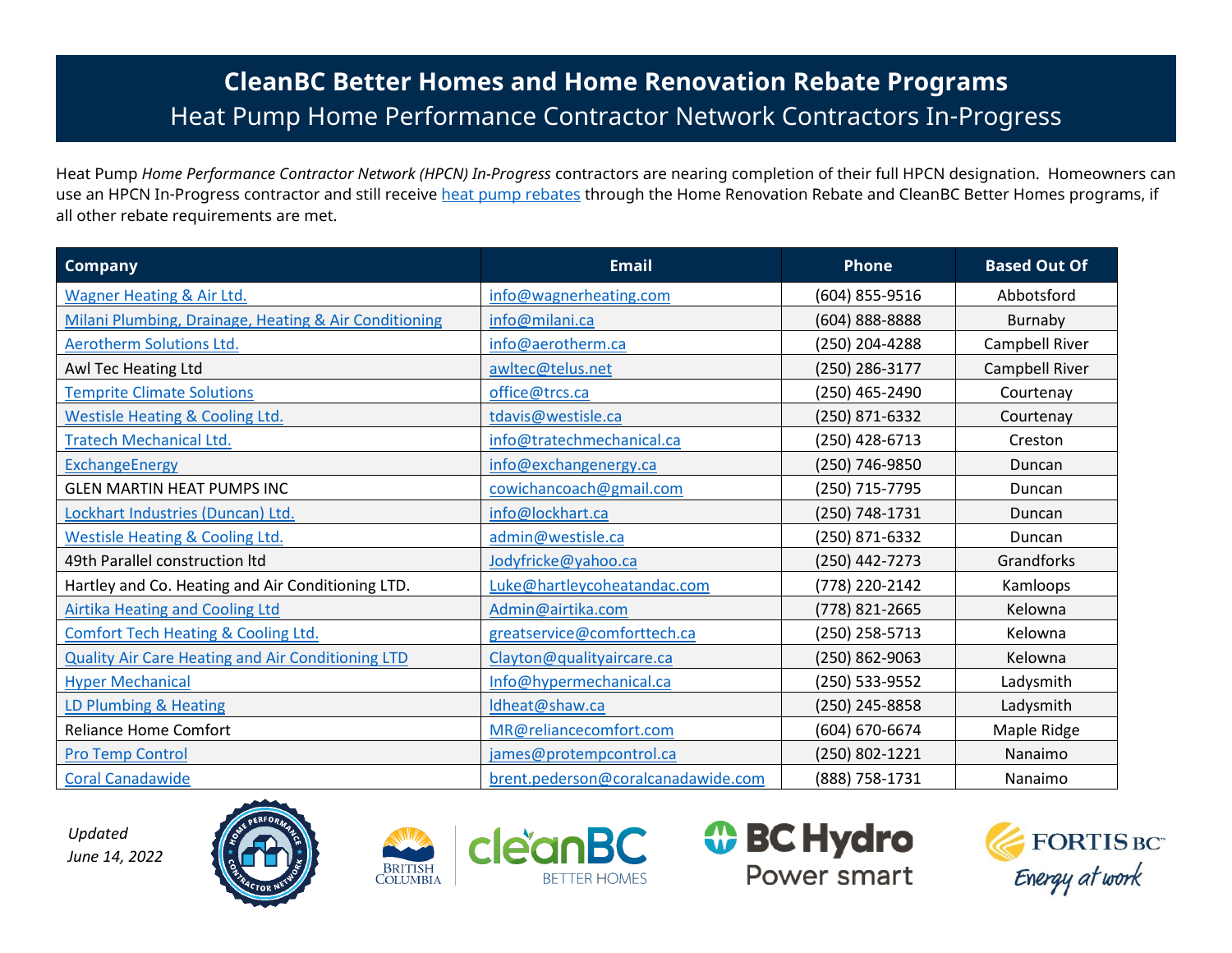# CleanBC Better Homes and Home Renovation Rebate Programs

## Heat Pump Home Performance Contractor Network Contractors In-Progress

Heat Pump *Home Performance Contractor Network (HPCN) In-Progress* contractors are nearing completion of their full HPCN designation. Homeowners can use an HPCN In-Progress contractor and still receive heat pump rebates through the Home Renovation Rebate and CleanBC Better Homes programs, if all other rebate requirements are met.

| Company | Email | Phone | Based Out Of |
|---|---|---|---|
| Wagner Heating & Air Ltd. | info@wagnerheating.com | (604) 855-9516 | Abbotsford |
| Milani Plumbing, Drainage, Heating & Air Conditioning | info@milani.ca | (604) 888-8888 | Burnaby |
| Aerotherm Solutions Ltd. | info@aerotherm.ca | (250) 204-4288 | Campbell River |
| Awl Tec Heating Ltd | awltec@telus.net | (250) 286-3177 | Campbell River |
| Temprite Climate Solutions | office@trcs.ca | (250) 465-2490 | Courtenay |
| Westisle Heating & Cooling Ltd. | tdavis@westisle.ca | (250) 871-6332 | Courtenay |
| Tratech Mechanical Ltd. | info@tratechmechanical.ca | (250) 428-6713 | Creston |
| ExchangeEnergy | info@exchangenergy.ca | (250) 746-9850 | Duncan |
| GLEN MARTIN HEAT PUMPS INC | cowichancoach@gmail.com | (250) 715-7795 | Duncan |
| Lockhart Industries (Duncan) Ltd. | info@lockhart.ca | (250) 748-1731 | Duncan |
| Westisle Heating & Cooling Ltd. | admin@westisle.ca | (250) 871-6332 | Duncan |
| 49th Parallel construction ltd | Jodyfricke@yahoo.ca | (250) 442-7273 | Grandforks |
| Hartley and Co. Heating and Air Conditioning LTD. | Luke@hartleycoheatandac.com | (778) 220-2142 | Kamloops |
| Airtika Heating and Cooling Ltd | Admin@airtika.com | (778) 821-2665 | Kelowna |
| Comfort Tech Heating & Cooling Ltd. | greatservice@comforttech.ca | (250) 258-5713 | Kelowna |
| Quality Air Care Heating and Air Conditioning LTD | Clayton@qualityaircare.ca | (250) 862-9063 | Kelowna |
| Hyper Mechanical | Info@hypermechanical.ca | (250) 533-9552 | Ladysmith |
| LD Plumbing & Heating | ldheat@shaw.ca | (250) 245-8858 | Ladysmith |
| Reliance Home Comfort | MR@reliancecomfort.com | (604) 670-6674 | Maple Ridge |
| Pro Temp Control | james@protempcontrol.ca | (250) 802-1221 | Nanaimo |
| Coral Canadawide | brent.pederson@coralcanadawide.com | (888) 758-1731 | Nanaimo |

*Updated June 14, 2022*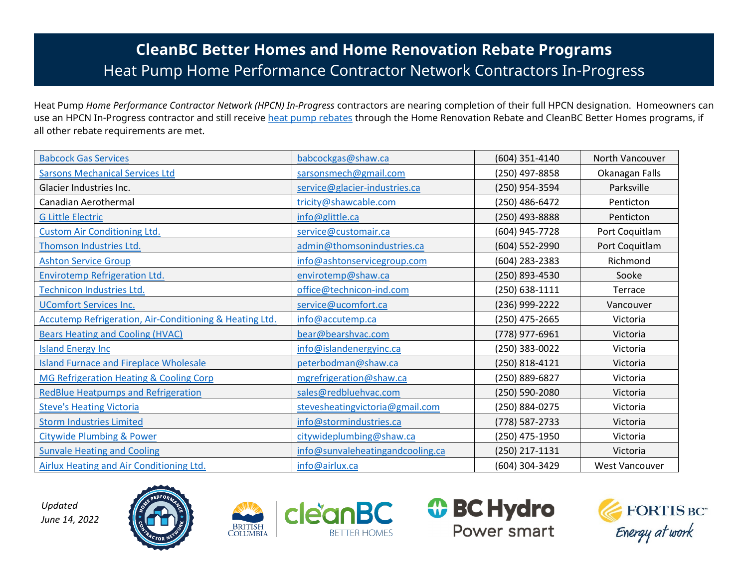# CleanBC Better Homes and Home Renovation Rebate Programs

## Heat Pump Home Performance Contractor Network Contractors In-Progress

Heat Pump *Home Performance Contractor Network (HPCN) In-Progress* contractors are nearing completion of their full HPCN designation. Homeowners can use an HPCN In-Progress contractor and still receive heat pump rebates through the Home Renovation Rebate and CleanBC Better Homes programs, if all other rebate requirements are met.

| | | | |
|---|---|---|---|
| Babcock Gas Services | babcockgas@shaw.ca | (604) 351-4140 | North Vancouver |
| Sarsons Mechanical Services Ltd | sarsonsmech@gmail.com | (250) 497-8858 | Okanagan Falls |
| Glacier Industries Inc. | service@glacier-industries.ca | (250) 954-3594 | Parksville |
| Canadian Aerothermal | tricity@shawcable.com | (250) 486-6472 | Penticton |
| G Little Electric | info@glittle.ca | (250) 493-8888 | Penticton |
| Custom Air Conditioning Ltd. | service@customair.ca | (604) 945-7728 | Port Coquitlam |
| Thomson Industries Ltd. | admin@thomsonindustries.ca | (604) 552-2990 | Port Coquitlam |
| Ashton Service Group | info@ashtonservicegroup.com | (604) 283-2383 | Richmond |
| Envirotemp Refrigeration Ltd. | envirotemp@shaw.ca | (250) 893-4530 | Sooke |
| Technicon Industries Ltd. | office@technicon-ind.com | (250) 638-1111 | Terrace |
| UComfort Services Inc. | service@ucomfort.ca | (236) 999-2222 | Vancouver |
| Accutemp Refrigeration, Air-Conditioning & Heating Ltd. | info@accutemp.ca | (250) 475-2665 | Victoria |
| Bears Heating and Cooling (HVAC) | bear@bearshvac.com | (778) 977-6961 | Victoria |
| Island Energy Inc | info@islandenergyinc.ca | (250) 383-0022 | Victoria |
| Island Furnace and Fireplace Wholesale | peterbodman@shaw.ca | (250) 818-4121 | Victoria |
| MG Refrigeration Heating & Cooling Corp | mgrefrigeration@shaw.ca | (250) 889-6827 | Victoria |
| RedBlue Heatpumps and Refrigeration | sales@redbluehvac.com | (250) 590-2080 | Victoria |
| Steve's Heating Victoria | stevesheatingvictoria@gmail.com | (250) 884-0275 | Victoria |
| Storm Industries Limited | info@stormindustries.ca | (778) 587-2733 | Victoria |
| Citywide Plumbing & Power | citywideplumbing@shaw.ca | (250) 475-1950 | Victoria |
| Sunvale Heating and Cooling | info@sunvaleheatingandcooling.ca | (250) 217-1131 | Victoria |
| Airlux Heating and Air Conditioning Ltd. | info@airlux.ca | (604) 304-3429 | West Vancouver |

*Updated June 14, 2022*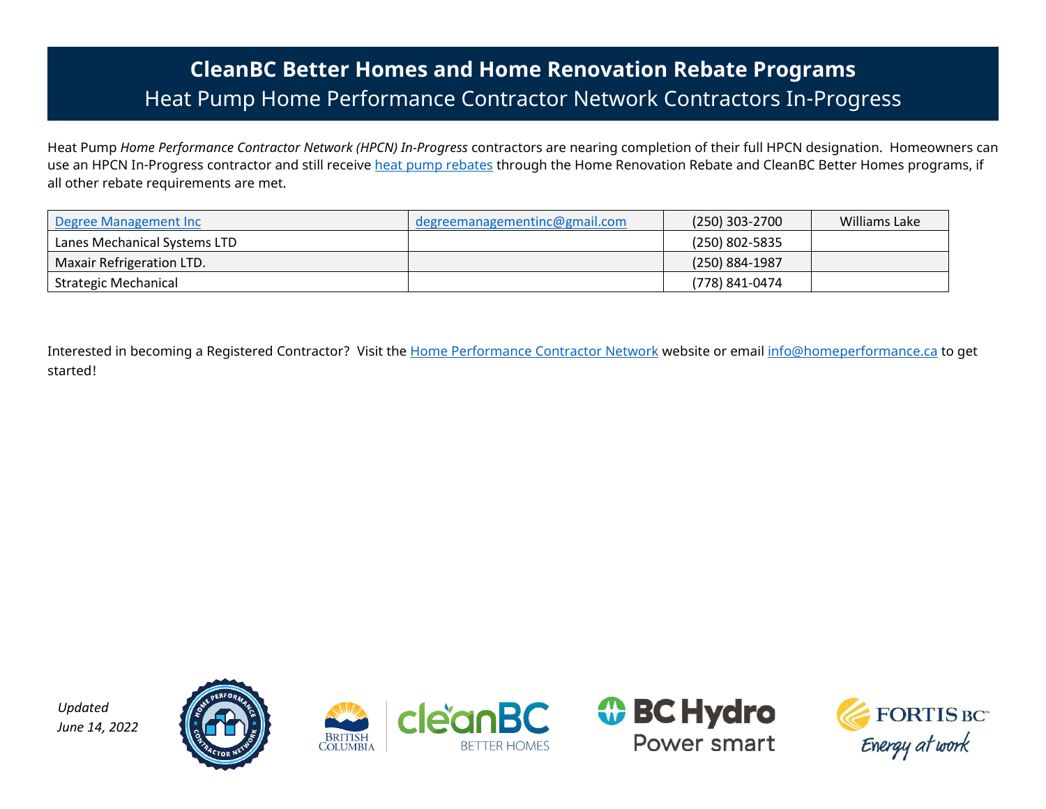# CleanBC Better Homes and Home Renovation Rebate Programs

## Heat Pump Home Performance Contractor Network Contractors In-Progress

Heat Pump *Home Performance Contractor Network (HPCN) In-Progress* contractors are nearing completion of their full HPCN designation. Homeowners can use an HPCN In-Progress contractor and still receive heat pump rebates through the Home Renovation Rebate and CleanBC Better Homes programs, if all other rebate requirements are met.

| | | | |
|---|---|---|---|
| Degree Management Inc | degreemanagementinc@gmail.com | (250) 303-2700 | Williams Lake |
| Lanes Mechanical Systems LTD | | (250) 802-5835 | |
| Maxair Refrigeration LTD. | | (250) 884-1987 | |
| Strategic Mechanical | | (778) 841-0474 | |

Interested in becoming a Registered Contractor? Visit the Home Performance Contractor Network website or email info@homeperformance.ca to get started!

*Updated June 14, 2022*